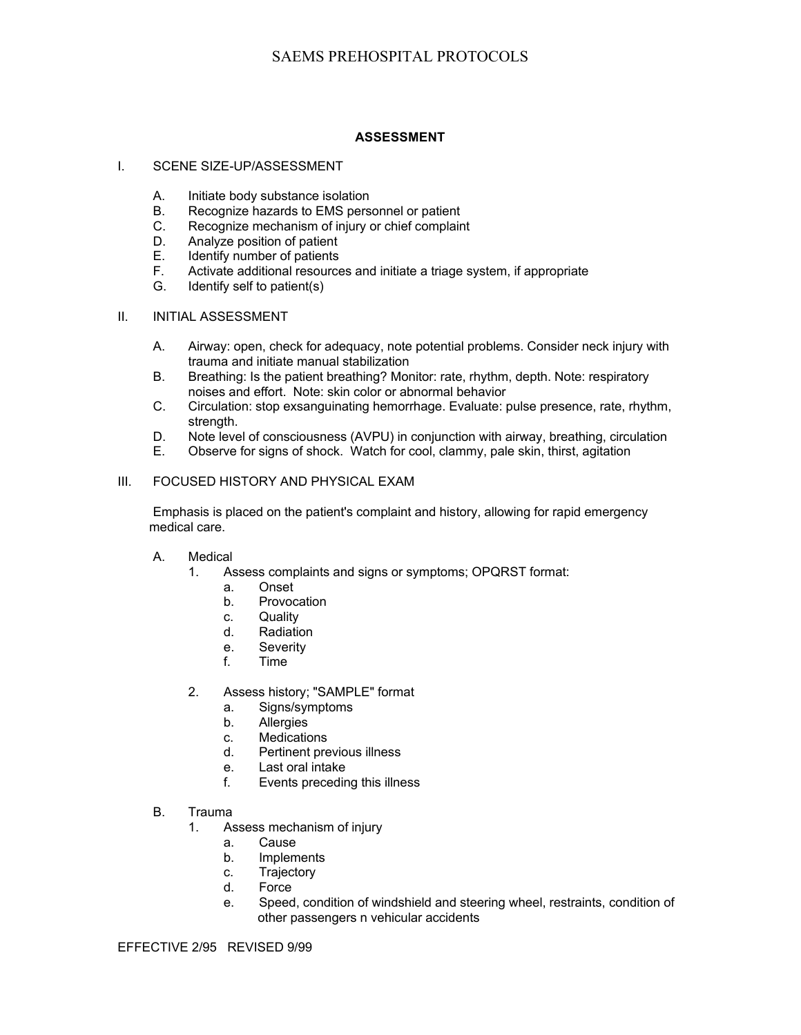# ASSESSMENT

## I. SCENE SIZE-UP/ASSESSMENT

A. Initiate body substance isolation
B. Recognize hazards to EMS personnel or patient
C. Recognize mechanism of injury or chief complaint
D. Analyze position of patient
E. Identify number of patients
F. Activate additional resources and initiate a triage system, if appropriate
G. Identify self to patient(s)

## II. INITIAL ASSESSMENT

A. Airway: open, check for adequacy, note potential problems. Consider neck injury with trauma and initiate manual stabilization
B. Breathing: Is the patient breathing? Monitor: rate, rhythm, depth. Note: respiratory noises and effort. Note: skin color or abnormal behavior
C. Circulation: stop exsanguinating hemorrhage. Evaluate: pulse presence, rate, rhythm, strength.
D. Note level of consciousness (AVPU) in conjunction with airway, breathing, circulation
E. Observe for signs of shock. Watch for cool, clammy, pale skin, thirst, agitation

## III. FOCUSED HISTORY AND PHYSICAL EXAM

Emphasis is placed on the patient's complaint and history, allowing for rapid emergency medical care.

A. Medical
   1. Assess complaints and signs or symptoms; OPQRST format:
      a. Onset
      b. Provocation
      c. Quality
      d. Radiation
      e. Severity
      f. Time

   2. Assess history; "SAMPLE" format
      a. Signs/symptoms
      b. Allergies
      c. Medications
      d. Pertinent previous illness
      e. Last oral intake
      f. Events preceding this illness

B. Trauma
   1. Assess mechanism of injury
      a. Cause
      b. Implements
      c. Trajectory
      d. Force
      e. Speed, condition of windshield and steering wheel, restraints, condition of other passengers n vehicular accidents

EFFECTIVE 2/95 REVISED 9/99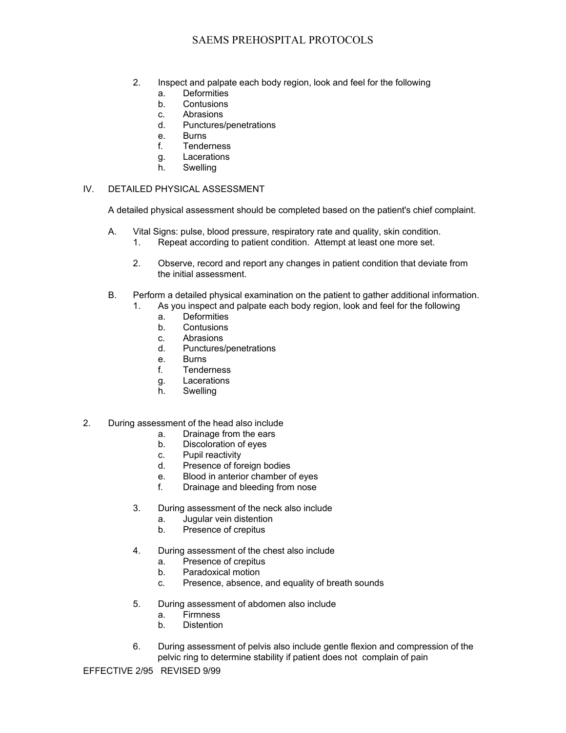2. Inspect and palpate each body region, look and feel for the following
    a. Deformities
    b. Contusions
    c. Abrasions
    d. Punctures/penetrations
    e. Burns
    f. Tenderness
    g. Lacerations
    h. Swelling

IV. DETAILED PHYSICAL ASSESSMENT

A detailed physical assessment should be completed based on the patient's chief complaint.

A. Vital Signs: pulse, blood pressure, respiratory rate and quality, skin condition.
    1. Repeat according to patient condition. Attempt at least one more set.

    2. Observe, record and report any changes in patient condition that deviate from the initial assessment.

B. Perform a detailed physical examination on the patient to gather additional information.
    1. As you inspect and palpate each body region, look and feel for the following
        a. Deformities
        b. Contusions
        c. Abrasions
        d. Punctures/penetrations
        e. Burns
        f. Tenderness
        g. Lacerations
        h. Swelling

2. During assessment of the head also include
    a. Drainage from the ears
    b. Discoloration of eyes
    c. Pupil reactivity
    d. Presence of foreign bodies
    e. Blood in anterior chamber of eyes
    f. Drainage and bleeding from nose

3. During assessment of the neck also include
    a. Jugular vein distention
    b. Presence of crepitus

4. During assessment of the chest also include
    a. Presence of crepitus
    b. Paradoxical motion
    c. Presence, absence, and equality of breath sounds

5. During assessment of abdomen also include
    a. Firmness
    b. Distention

6. During assessment of pelvis also include gentle flexion and compression of the pelvic ring to determine stability if patient does not complain of pain

EFFECTIVE 2/95 REVISED 9/99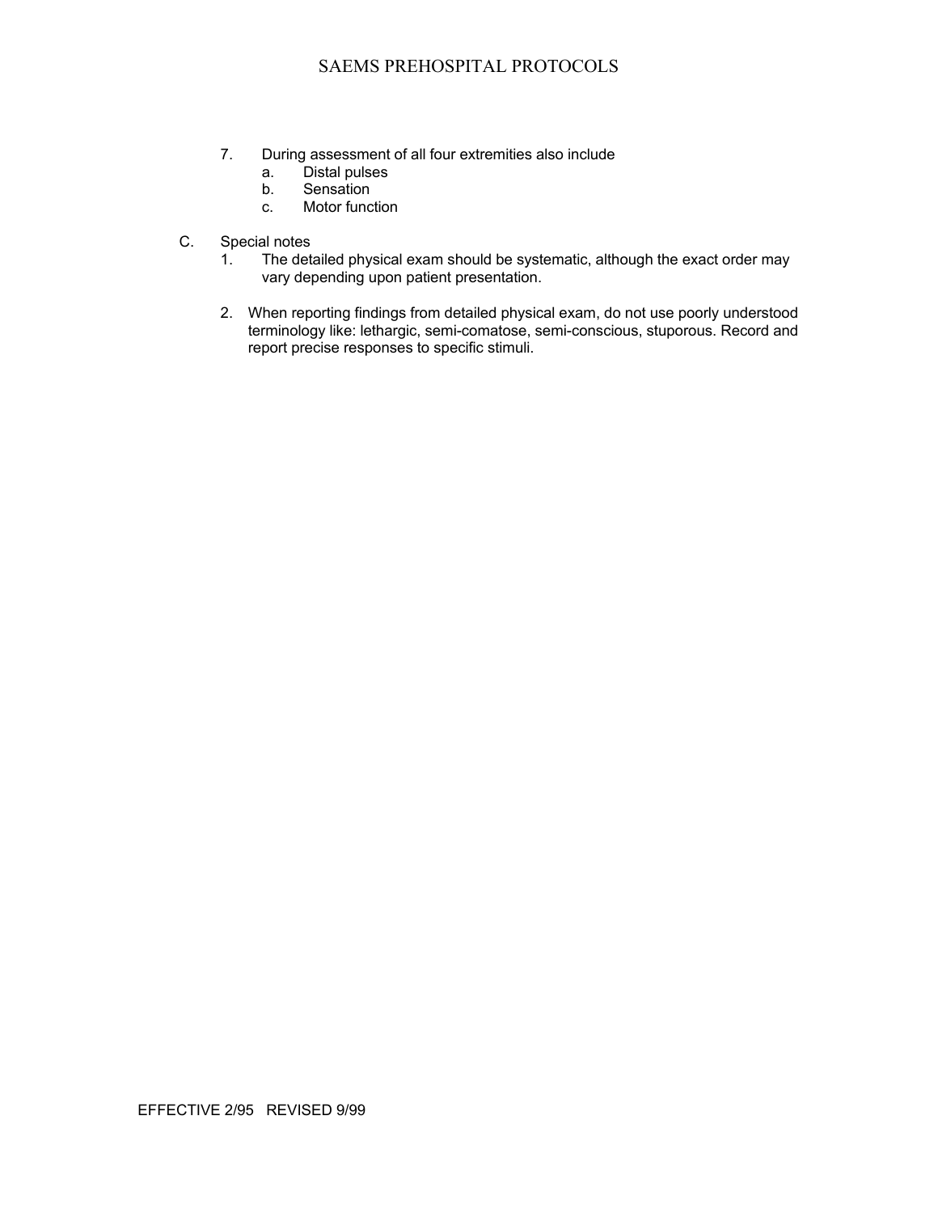7. During assessment of all four extremities also include
   a. Distal pulses
   b. Sensation
   c. Motor function

C. Special notes
   1. The detailed physical exam should be systematic, although the exact order may vary depending upon patient presentation.

   2. When reporting findings from detailed physical exam, do not use poorly understood terminology like: lethargic, semi-comatose, semi-conscious, stuporous. Record and report precise responses to specific stimuli.